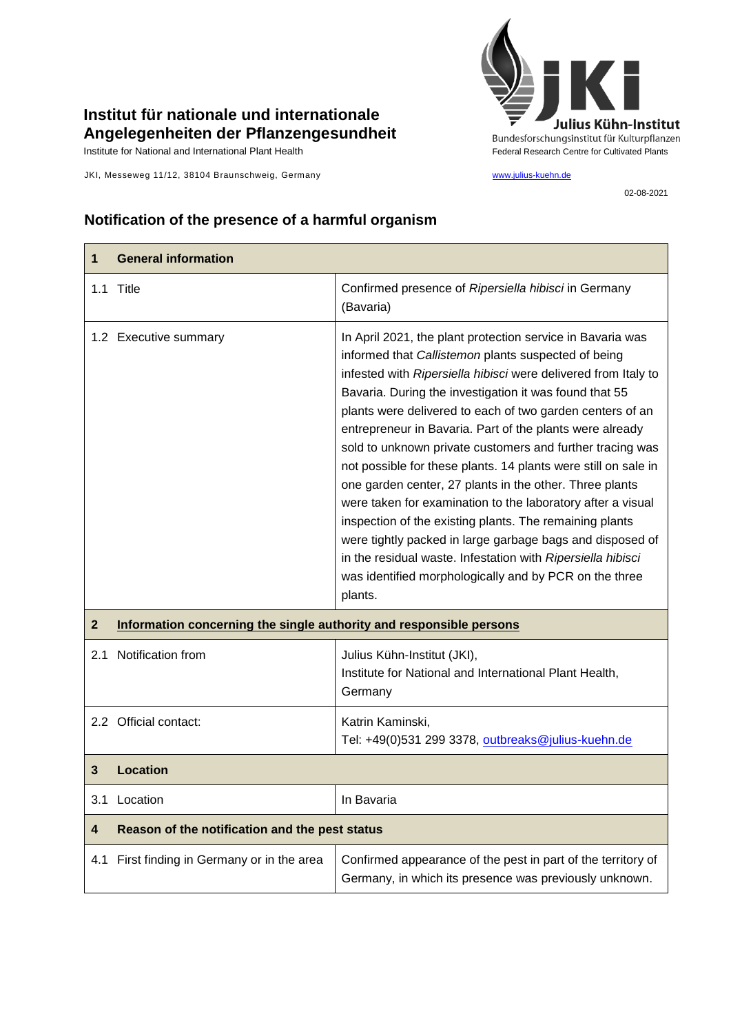# Institut für nationale und internationale Angelegenheiten der Pflanzengesundheit

Institute for National and International Plant Health

JKI, Messeweg 11/12, 38104 Braunschweig, Germany

Julius Kühn-Institut
Bundesforschungsinstitut für Kulturpflanzen
Federal Research Centre for Cultivated Plants

www.julius-kuehn.de

02-08-2021

## Notification of the presence of a harmful organism

| **1** | **General information** |
|---|---|
| 1.1 Title | Confirmed presence of *Ripersiella hibisci* in Germany (Bavaria) |
| 1.2 Executive summary | In April 2021, the plant protection service in Bavaria was informed that *Callistemon* plants suspected of being infested with *Ripersiella hibisci* were delivered from Italy to Bavaria. During the investigation it was found that 55 plants were delivered to each of two garden centers of an entrepreneur in Bavaria. Part of the plants were already sold to unknown private customers and further tracing was not possible for these plants. 14 plants were still on sale in one garden center, 27 plants in the other. Three plants were taken for examination to the laboratory after a visual inspection of the existing plants. The remaining plants were tightly packed in large garbage bags and disposed of in the residual waste. Infestation with *Ripersiella hibisci* was identified morphologically and by PCR on the three plants. |
| **2** | **Information concerning the single authority and responsible persons** |
| 2.1 Notification from | Julius Kühn-Institut (JKI), Institute for National and International Plant Health, Germany |
| 2.2 Official contact: | Katrin Kaminski, Tel: +49(0)531 299 3378, outbreaks@julius-kuehn.de |
| **3** | **Location** |
| 3.1 Location | In Bavaria |
| **4** | **Reason of the notification and the pest status** |
| 4.1 First finding in Germany or in the area | Confirmed appearance of the pest in part of the territory of Germany, in which its presence was previously unknown. |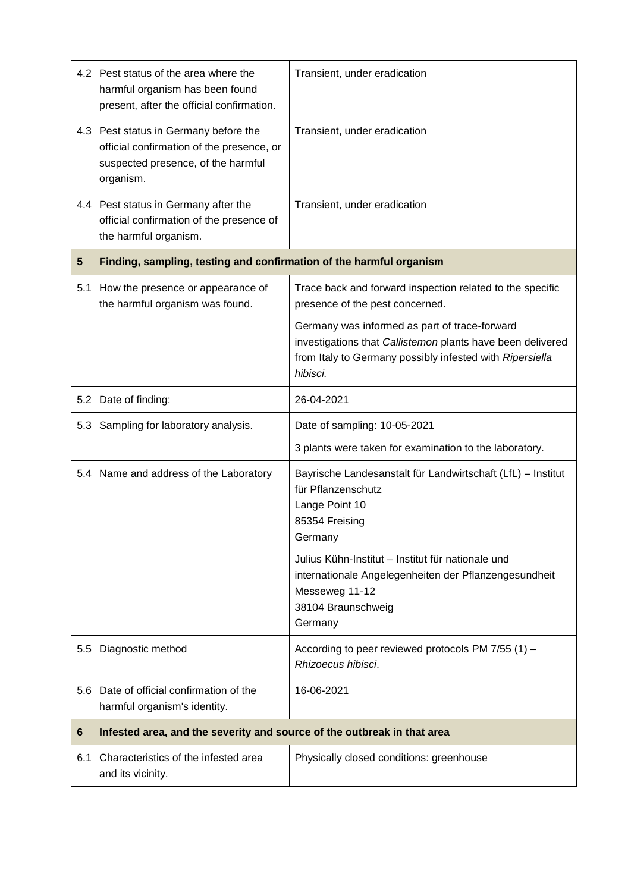| | | |
|---|---|---|
| 4.2 | Pest status of the area where the harmful organism has been found present, after the official confirmation. | Transient, under eradication |
| 4.3 | Pest status in Germany before the official confirmation of the presence, or suspected presence, of the harmful organism. | Transient, under eradication |
| 4.4 | Pest status in Germany after the official confirmation of the presence of the harmful organism. | Transient, under eradication |
| **5** | **Finding, sampling, testing and confirmation of the harmful organism** | |
| 5.1 | How the presence or appearance of the harmful organism was found. | Trace back and forward inspection related to the specific presence of the pest concerned.<br><br>Germany was informed as part of trace-forward investigations that *Callistemon* plants have been delivered from Italy to Germany possibly infested with *Ripersiella hibisci.* |
| 5.2 | Date of finding: | 26-04-2021 |
| 5.3 | Sampling for laboratory analysis. | Date of sampling: 10-05-2021<br><br>3 plants were taken for examination to the laboratory. |
| 5.4 | Name and address of the Laboratory | Bayrische Landesanstalt für Landwirtschaft (LfL) – Institut für Pflanzenschutz<br>Lange Point 10<br>85354 Freising<br>Germany<br><br>Julius Kühn-Institut – Institut für nationale und internationale Angelegenheiten der Pflanzengesundheit<br>Messeweg 11-12<br>38104 Braunschweig<br>Germany |
| 5.5 | Diagnostic method | According to peer reviewed protocols PM 7/55 (1) – *Rhizoecus hibisci*. |
| 5.6 | Date of official confirmation of the harmful organism's identity. | 16-06-2021 |
| **6** | **Infested area, and the severity and source of the outbreak in that area** | |
| 6.1 | Characteristics of the infested area and its vicinity. | Physically closed conditions: greenhouse |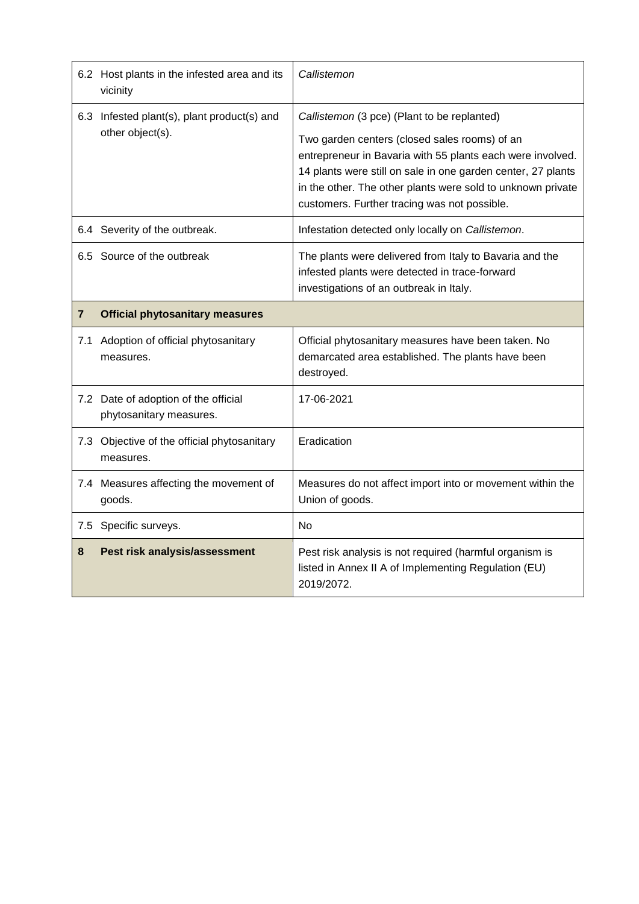| | | |
|---|---|---|
| 6.2 | Host plants in the infested area and its vicinity | *Callistemon* |
| 6.3 | Infested plant(s), plant product(s) and other object(s). | *Callistemon* (3 pce) (Plant to be replanted)<br><br>Two garden centers (closed sales rooms) of an entrepreneur in Bavaria with 55 plants each were involved. 14 plants were still on sale in one garden center, 27 plants in the other. The other plants were sold to unknown private customers. Further tracing was not possible. |
| 6.4 | Severity of the outbreak. | Infestation detected only locally on *Callistemon*. |
| 6.5 | Source of the outbreak | The plants were delivered from Italy to Bavaria and the infested plants were detected in trace-forward investigations of an outbreak in Italy. |
| **7** | **Official phytosanitary measures** | |
| 7.1 | Adoption of official phytosanitary measures. | Official phytosanitary measures have been taken. No demarcated area established. The plants have been destroyed. |
| 7.2 | Date of adoption of the official phytosanitary measures. | 17-06-2021 |
| 7.3 | Objective of the official phytosanitary measures. | Eradication |
| 7.4 | Measures affecting the movement of goods. | Measures do not affect import into or movement within the Union of goods. |
| 7.5 | Specific surveys. | No |
| **8** | **Pest risk analysis/assessment** | Pest risk analysis is not required (harmful organism is listed in Annex II A of Implementing Regulation (EU) 2019/2072. |